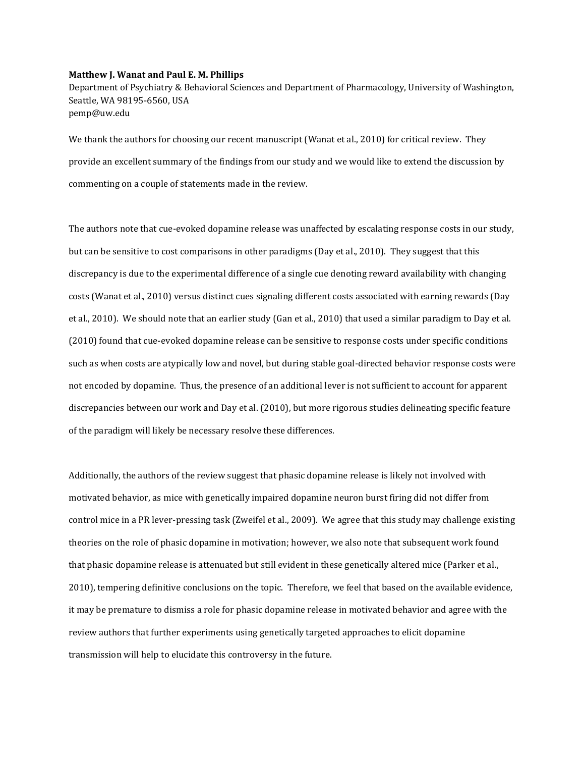**Matthew J. Wanat and Paul E. M. Phillips**

Department of Psychiatry & Behavioral Sciences and Department of Pharmacology, University of Washington, Seattle, WA 98195-6560, USA

pemp@uw.edu

We thank the authors for choosing our recent manuscript (Wanat et al., 2010) for critical review. They provide an excellent summary of the findings from our study and we would like to extend the discussion by commenting on a couple of statements made in the review.

The authors note that cue-evoked dopamine release was unaffected by escalating response costs in our study, but can be sensitive to cost comparisons in other paradigms (Day et al., 2010). They suggest that this discrepancy is due to the experimental difference of a single cue denoting reward availability with changing costs (Wanat et al., 2010) versus distinct cues signaling different costs associated with earning rewards (Day et al., 2010). We should note that an earlier study (Gan et al., 2010) that used a similar paradigm to Day et al. (2010) found that cue-evoked dopamine release can be sensitive to response costs under specific conditions such as when costs are atypically low and novel, but during stable goal-directed behavior response costs were not encoded by dopamine. Thus, the presence of an additional lever is not sufficient to account for apparent discrepancies between our work and Day et al. (2010), but more rigorous studies delineating specific feature of the paradigm will likely be necessary resolve these differences.

Additionally, the authors of the review suggest that phasic dopamine release is likely not involved with motivated behavior, as mice with genetically impaired dopamine neuron burst firing did not differ from control mice in a PR lever-pressing task (Zweifel et al., 2009). We agree that this study may challenge existing theories on the role of phasic dopamine in motivation; however, we also note that subsequent work found that phasic dopamine release is attenuated but still evident in these genetically altered mice (Parker et al., 2010), tempering definitive conclusions on the topic. Therefore, we feel that based on the available evidence, it may be premature to dismiss a role for phasic dopamine release in motivated behavior and agree with the review authors that further experiments using genetically targeted approaches to elicit dopamine transmission will help to elucidate this controversy in the future.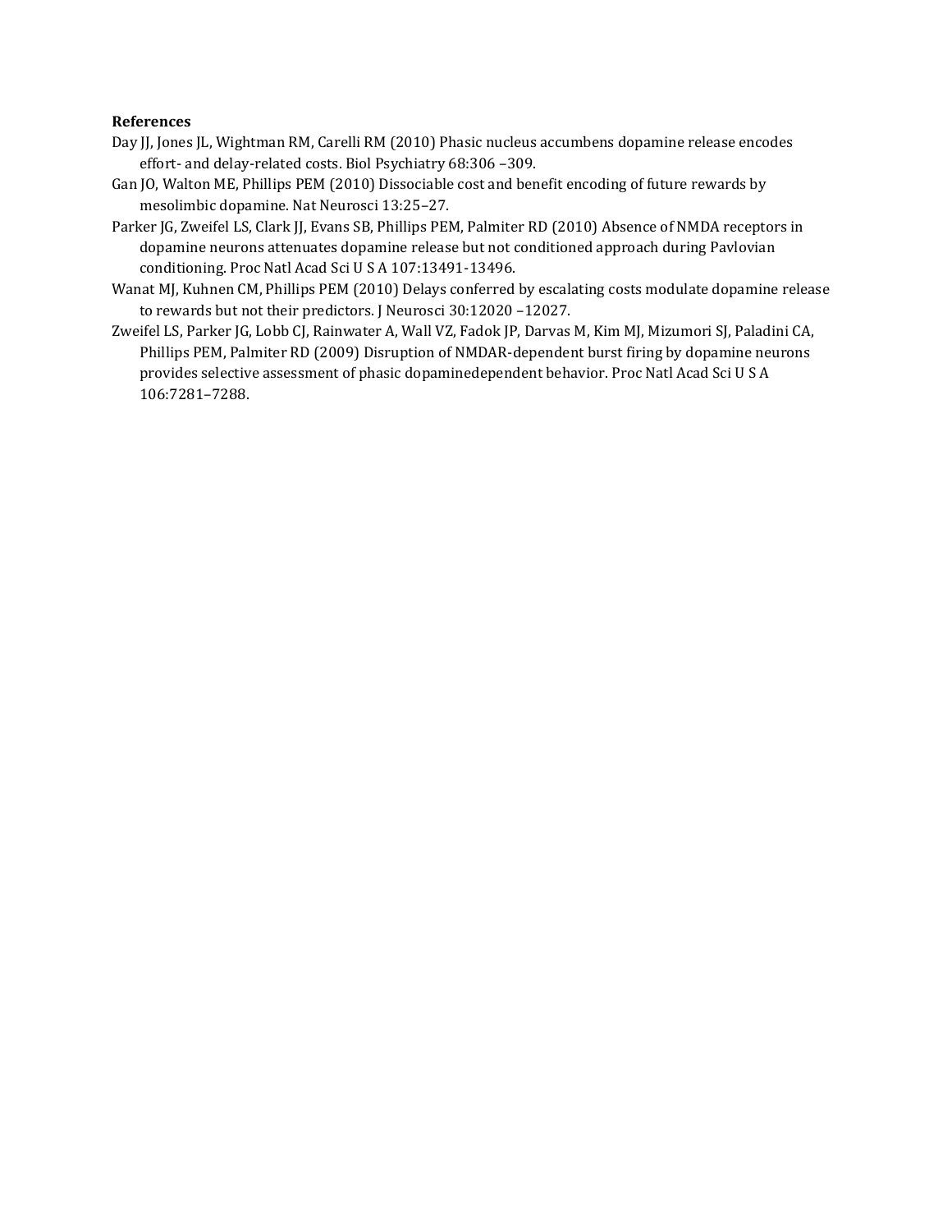**References**

Day JJ, Jones JL, Wightman RM, Carelli RM (2010) Phasic nucleus accumbens dopamine release encodes effort- and delay-related costs. Biol Psychiatry 68:306 –309.

Gan JO, Walton ME, Phillips PEM (2010) Dissociable cost and benefit encoding of future rewards by mesolimbic dopamine. Nat Neurosci 13:25–27.

Parker JG, Zweifel LS, Clark JJ, Evans SB, Phillips PEM, Palmiter RD (2010) Absence of NMDA receptors in dopamine neurons attenuates dopamine release but not conditioned approach during Pavlovian conditioning. Proc Natl Acad Sci U S A 107:13491-13496.

Wanat MJ, Kuhnen CM, Phillips PEM (2010) Delays conferred by escalating costs modulate dopamine release to rewards but not their predictors. J Neurosci 30:12020 –12027.

Zweifel LS, Parker JG, Lobb CJ, Rainwater A, Wall VZ, Fadok JP, Darvas M, Kim MJ, Mizumori SJ, Paladini CA, Phillips PEM, Palmiter RD (2009) Disruption of NMDAR-dependent burst firing by dopamine neurons provides selective assessment of phasic dopaminedependent behavior. Proc Natl Acad Sci U S A 106:7281–7288.